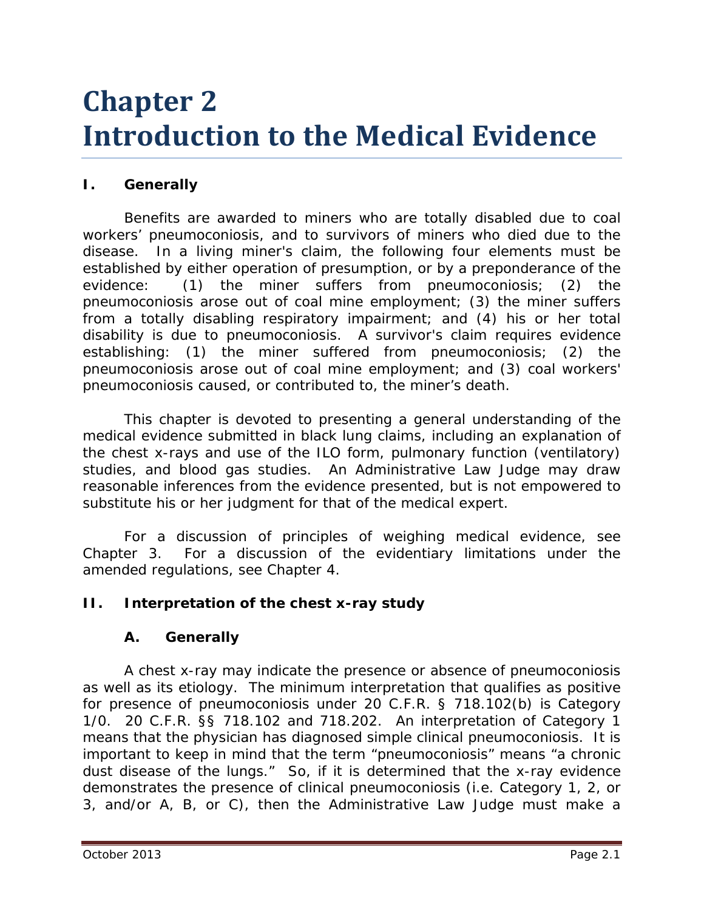# Chapter 2
# Introduction to the Medical Evidence

## I. Generally

Benefits are awarded to miners who are totally disabled due to coal workers' pneumoconiosis, and to survivors of miners who died due to the disease. In a living miner's claim, the following four elements must be established by either operation of presumption, or by a preponderance of the evidence: (1) the miner suffers from pneumoconiosis; (2) the pneumoconiosis arose out of coal mine employment; (3) the miner suffers from a totally disabling respiratory impairment; and (4) his or her total disability is due to pneumoconiosis. A survivor's claim requires evidence establishing: (1) the miner suffered from pneumoconiosis; (2) the pneumoconiosis arose out of coal mine employment; and (3) coal workers' pneumoconiosis caused, or contributed to, the miner's death.

This chapter is devoted to presenting a general understanding of the medical evidence submitted in black lung claims, including an explanation of the chest x-rays and use of the ILO form, pulmonary function (ventilatory) studies, and blood gas studies. An Administrative Law Judge may draw reasonable inferences from the evidence presented, but is not empowered to substitute his or her judgment for that of the medical expert.

For a discussion of principles of weighing medical evidence, see Chapter 3. For a discussion of the evidentiary limitations under the amended regulations, see Chapter 4.

## II. Interpretation of the chest x-ray study

### A. Generally

A chest x-ray may indicate the presence or absence of pneumoconiosis as well as its etiology. The minimum interpretation that qualifies as positive for presence of pneumoconiosis under 20 C.F.R. § 718.102(b) is Category 1/0. 20 C.F.R. §§ 718.102 and 718.202. An interpretation of Category 1 means that the physician has diagnosed simple clinical pneumoconiosis. It is important to keep in mind that the term "pneumoconiosis" means "a chronic dust disease of the lungs." So, if it is determined that the x-ray evidence demonstrates the presence of clinical pneumoconiosis (*i.e.* Category 1, 2, or 3, and/or A, B, or C), then the Administrative Law Judge must make a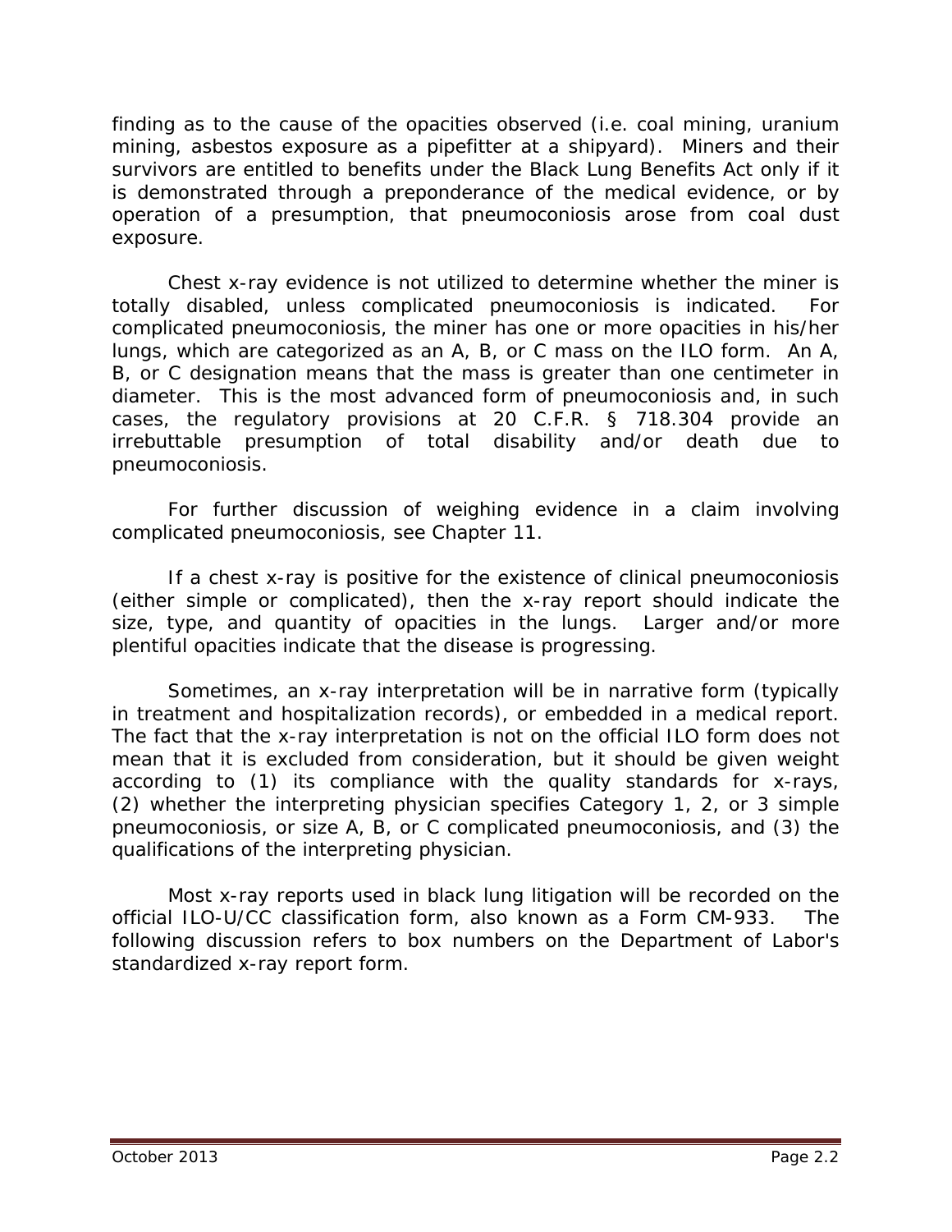finding as to the cause of the opacities observed (i.e. coal mining, uranium mining, asbestos exposure as a pipefitter at a shipyard). Miners and their survivors are entitled to benefits under the Black Lung Benefits Act only if it is demonstrated through a preponderance of the medical evidence, or by operation of a presumption, that pneumoconiosis arose from coal dust exposure.

Chest x-ray evidence is not utilized to determine whether the miner is totally disabled, unless complicated pneumoconiosis is indicated. For complicated pneumoconiosis, the miner has one or more opacities in his/her lungs, which are categorized as an A, B, or C mass on the ILO form. An A, B, or C designation means that the mass is greater than one centimeter in diameter. This is the most advanced form of pneumoconiosis and, in such cases, the regulatory provisions at 20 C.F.R. § 718.304 provide an irrebuttable presumption of total disability and/or death due to pneumoconiosis.

For further discussion of weighing evidence in a claim involving complicated pneumoconiosis, see Chapter 11.

If a chest x-ray is positive for the existence of clinical pneumoconiosis (either simple or complicated), then the x-ray report should indicate the size, type, and quantity of opacities in the lungs. Larger and/or more plentiful opacities indicate that the disease is progressing.

Sometimes, an x-ray interpretation will be in narrative form (typically in treatment and hospitalization records), or embedded in a medical report. The fact that the x-ray interpretation is not on the official ILO form does not mean that it is excluded from consideration, but it should be given weight according to (1) its compliance with the quality standards for x-rays, (2) whether the interpreting physician specifies Category 1, 2, or 3 simple pneumoconiosis, or size A, B, or C complicated pneumoconiosis, and (3) the qualifications of the interpreting physician.

Most x-ray reports used in black lung litigation will be recorded on the official ILO-U/CC classification form, also known as a Form CM-933. The following discussion refers to box numbers on the Department of Labor's standardized x-ray report form.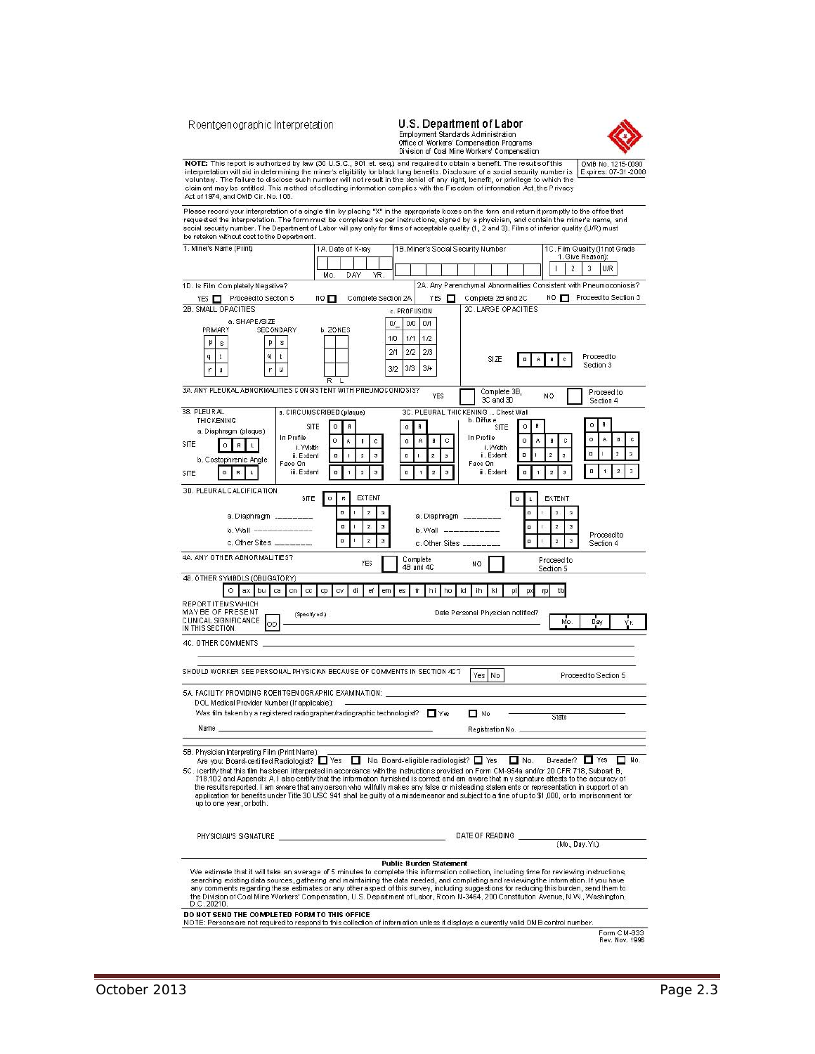Roentgenographic Interpretation

**U.S. Department of Labor**
Employment Standards Administration
Office of Workers' Compensation Programs
Division of Coal Mine Workers' Compensation

**NOTE:** This report is authorized by law (30 U.S.C., 901 et. seq.) and required to obtain a benefit. The results of this interpretation will aid in determining the miner's eligibility for black lung benefits. Disclosure of a social security number is voluntary. The failure to disclose such number will not result in the denial of any right, benefit, or privilege to which the claimant may be entitled. This method of collecting information complies with the Freedom of Information Act, the Privacy Act of 1974, and OMB Cir. No. 108.

OMB No. 1215-0090
Expires: 07-31-2000

Please record your interpretation of a single film by placing "X" in the appropriate boxes on the form and return it promptly to the office that requested the interpretation. The form must be completed as per instructions, signed by a physician, and contain the miner's name, and social security number. The Department of Labor will pay only for films of acceptable quality (1, 2 and 3). Films of inferior quality (U/R) must be retaken without cost to the Department.

1. Miner's Name (Print)

1A. Date of X-ray — Mo. DAY YR.

1B. Miner's Social Security Number

1C. Film Quality (If not Grade 1, Give Reason): 1 | 2 | 3 | U/R

1D. Is Film Completely Negative? YES ☐ Proceed to Section 5 NO ☐ Complete Section 2A

2A. Any Parenchymal Abnormalities Consistent with Pneumoconiosis? YES ☐ Complete 2B and 2C NO ☐ Proceed to Section 3

2B. SMALL OPACITIES

a. SHAPE/SIZE

| PRIMARY | | SECONDARY | |
|---|---|---|---|
| p | s | p | s |
| q | t | q | t |
| r | u | r | u |

b. ZONES — R L

c. PROFUSION

| 0/- | 0/0 | 0/1 |
|---|---|---|
| 1/0 | 1/1 | 1/2 |
| 2/1 | 2/2 | 2/3 |
| 3/2 | 3/3 | 3/+ |

2C. LARGE OPACITIES

SIZE: 0 | A | B | C — Proceed to Section 3

3A. ANY PLEURAL ABNORMALITIES CONSISTENT WITH PNEUMOCONIOSIS? YES ☐ Complete 3B, 3C and 3D NO ☐ Proceed to Section 4

3B. PLEURAL THICKENING

a. Diaphragm (plaque) — SITE: O | R | L

b. Costophrenic Angle — SITE: O | R | L

3C. PLEURAL THICKENING ... Chest Wall

a. CIRCUMSCRIBED (plaque)

- SITE: O | R (and O | L)
- In Profile, i. Width: O | A | B | C
- ii. Extent: 0 | 1 | 2 | 3
- Face On, iii. Extent: 0 | 1 | 2 | 3

b. Diffuse

- SITE: O | R (and O | L)
- In Profile, i. Width: O | A | B | C
- i. Extent: 0 | 1 | 2 | 3
- Face On, ii. Extent: 0 | 1 | 2 | 3

3D. PLEURAL CALCIFICATION

| | SITE O R — EXTENT | | SITE O L — EXTENT |
|---|---|---|---|
| a. Diaphragm ______ | 0 1 2 3 | a. Diaphragm ______ | 0 1 2 3 |
| b. Wall ______ | 0 1 2 3 | b. Wall ______ | 0 1 2 3 |
| c. Other Sites ______ | 0 1 2 3 | c. Other Sites ______ | 0 1 2 3 |

Proceed to Section 4

4A. ANY OTHER ABNORMALITIES? YES ☐ Complete 4B and 4C NO ☐ Proceed to Section 5

4B. OTHER SYMBOLS (OBLIGATORY)

O | ax | bu | ca | cn | co | cp | cv | di | ef | em | es | fr | hi | ho | id | ih | kl | pi | px | rp | tb

REPORT ITEMS WHICH MAY BE OF PRESENT CLINICAL SIGNIFICANCE IN THIS SECTION. OD (Specify od.)

Date Personal Physician notified? Mo. Day Yr.

4C. OTHER COMMENTS

SHOULD WORKER SEE PERSONAL PHYSICIAN BECAUSE OF COMMENTS IN SECTION 4C? Yes | No — Proceed to Section 5

5A. FACILITY PROVIDING ROENTGENOGRAPHIC EXAMINATION:

DOL Medical Provider Number (If applicable):

Was film taken by a registered radiographer/radiographic technologist? ☐ Yes ☐ No — State

Name ______ Registration No. ______

5B. Physician Interpreting Film (Print Name):

Are you: Board-certified Radiologist? ☐ Yes ☐ No. Board-eligible radiologist? ☐ Yes ☐ No. B-reader? ☐ Yes ☐ No.

5C. I certify that this film has been interpreted in accordance with the instructions provided on Form CM-954a and/or 20 CFR 718, Subpart B, 718.102 and Appendix A. I also certify that the information furnished is correct and am aware that my signature attests to the accuracy of the results reported. I am aware that any person who willfully makes any false or misleading statements or representation in support of an application for benefits under Title 30 USC 941 shall be guilty of a misdemeanor and subject to a fine of up to $1,000, or to imprisonment for up to one year, or both.

PHYSICIAN'S SIGNATURE ______ DATE OF READING ______ (Mo., Day, Yr.)

**Public Burden Statement**

We estimate that it will take an average of 5 minutes to complete this information collection, including time for reviewing instructions, searching existing data sources, gathering and maintaining the data needed, and completing and reviewing the information. If you have any comments regarding these estimates or any other aspect of this survey, including suggestions for reducing this burden, send them to the Division of Coal Mine Workers' Compensation, U.S. Department of Labor, Room N-3464, 200 Constitution Avenue, N.W., Washington, D.C. 20210.

**DO NOT SEND THE COMPLETED FORM TO THIS OFFICE**

NOTE: Persons are not required to respond to this collection of information unless it displays a currently valid OMB control number.

Form CM-933
Rev. Nov. 1996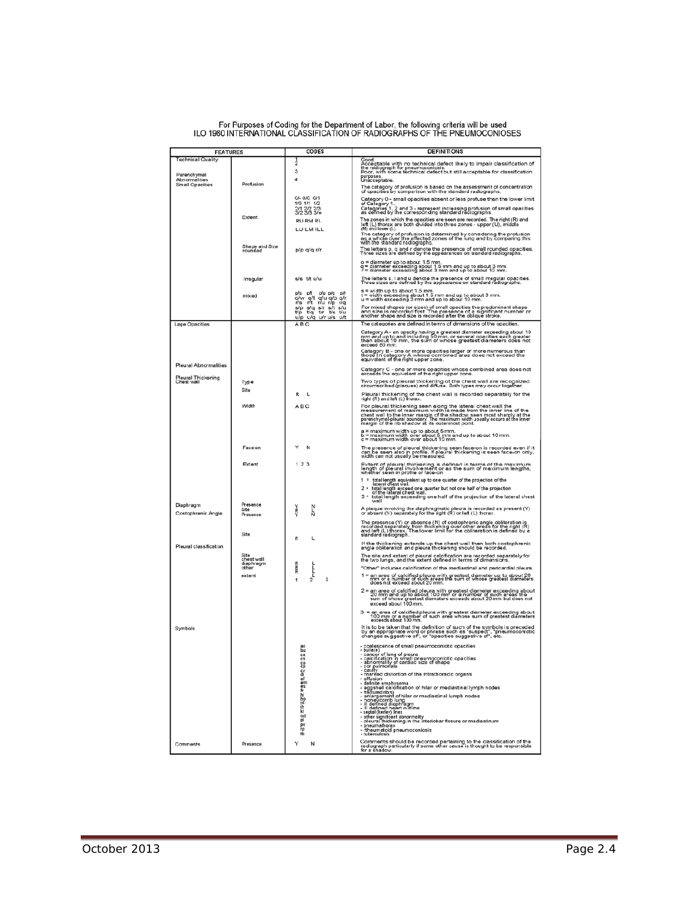For Purposes of Coding for the Department of Labor, the following criteria will be used

ILO 1980 INTERNATIONAL CLASSIFICATION OF RADIOGRAPHS OF THE PNEUMOCONIOSES

| FEATURES | | CODES | DEFINITIONS |
|---|---|---|---|
| Technical Quality | | 1<br>2<br>3<br>4 | Good.<br>Acceptable with no technical defect likely to impair classification of the radiograph for pneumoconiosis.<br>Poor, with some technical defect but still acceptable for classification purposes.<br>Unacceptable. |
| Parenchymal Abnormalities Small Opacities | Profusion | 0/- 0/0 0/1<br>1/0 1/1 1/2<br>2/1 2/2 2/3<br>3/2 3/3 3/+ | The category of profusion is based on the assessment of concentration of opacities by comparison with the standard radiographs.<br>Category 0 – small opacities absent or less profuse than the lower limit of Category 1.<br>Categories 1, 2 and 3 - represent increasing profusion of small opacities as defined by the corresponding standard radiographs. |
| | Extent | RU RM RL<br>LU LM LL | The zones in which the opacities are seen are recorded. The right (R) and left (L) thorax are both divided into three zones - upper (U), middle (M) and lower (L).<br>The category of profusion is determined by considering the profusion as a whole over the affected zones of the lung and by comparing this with the standard radiographs. |
| | Shape and Size rounded | p/p q/q r/r | The letters p, q and r denote the presence of small rounded opacities. Three sizes are defined by the appearances on standard radiographs.<br>p = diameter up to about 1.5 mm.<br>q = diameter exceeding about 1.5 mm and up to about 3 mm.<br>r = diameter exceeding about 3 mm and up to about 10 mm. |
| | Irregular | s/s t/t u/u | The letters s, t and u denote the presence of small irregular opacities. Three sizes are defined by the appearance on standard radiographs.<br>s = width up to about 1.5 mm.<br>t = width exceeding about 1.5 mm and up to about 3 mm.<br>u = width exceeding 3 mm and up to about 10 mm. |
| | mixed | p/s p/t p/u p/q p/r<br>q/w q/t q/u q/p q/r<br>r/s r/t r/u r/p r/q<br>s/p s/q s/r s/t s/u<br>t/p t/q t/r t/s t/u<br>u/p u/q u/r u/s u/t | For mixed shapes (or sizes) of small opacities the predominant shape and size is recorded first. The presence of a significant number or another shape and size is recorded after the oblique stroke. |
| Lage Opacities | | A B C | The categories are defined in terms of dimensions of the opacities.<br>Category A - an opacity having a greatest diameter exceeding about 10 mm and up to and including 50 mm, or several opacities each greater than about 10 mm, the sum of whose greatest diameters does not exceed 50 mm.<br>Category B - one or more opacities larger or more numerous than those in category A whose combined area does not exceed the equivalent of the right upper zone.<br>Category C - one or more opacities whose combined area does not exceeds the equivalent of the right upper zone. |
| Pleural Abnormalities | | | |
| Pleural Thickening Chest wall | Type | | Two types of pleural thickening of the chest wall are recognized: circumscribed (plaques) and diffuse. Both types may occur together. |
| | Site | R L | Pleural thickening of the chest wall is recorded separately for the right (R) and left (L) thorax. |
| | Width | A B C | For pleural thickening seen along the lateral chest wall the measurement of maximum width is made from the inner line of the chest wall to the inner margin of the shadow seen most sharply at the parenchymal-pleural boundary. The maximum width usually occurs at the inner margin of the rib shadow at its outermost point.<br>a = maximum width up to about 5 mm.<br>b = maximum width over about 5 mm and up to about 10 mm.<br>c = maximum width over about 10 mm. |
| | Face on | Y N | The presence of pleural thickening seen face-on is recorded even if it can be seen also in profile. If pleural thickening is seen face-on only, width can not usually be measured. |
| | Extent | 1 2 3 | Extent of pleural thickening is defined in terms of the maximum length of pleural involvement or as the sum of maximum lengths, whether seen in profile or face-on<br>1 = total length equivalent up to one quarter of the projection of the lateral chest wall.<br>2 = total length exceed one quarter but not one half of the projection of the lateral chest wall.<br>3 = total length exceeding one half of the projection of the lateral chest wall |
| Diaphragm | Presence<br>Site | Y N<br>R L | A plaque involving the diaphragmatic pleura is recorded as present (Y) or absent (N) separately for the right (R) or left (L) thorax. |
| Costophrenic Angle | Presence | Y N | The presence (Y) or absence (N) of costophrenic angle obliteration is recorded separately from thickening over other areas for the right (R) and left (L) thorax. The lower limit for the obliteration is defined by a standard radiograph. |
| | Site | R L | If the thickening extends up the chest wall then both costophrenic angle obliteration and pleura thickening should be recorded. |
| Pleural classification | Site<br>chest wall<br>diaphragm<br>other | R L<br>R L<br>R L | The site and extent of pleural calcification are recorded separately for the two lungs, and the extent defined in terms of dimensions.<br>"Other" includes calcification of the mediastinal and pericardial pleura. |
| | extent | 1 2 3 | 1 = an area of calcified pleura with greatest diameter up to about 20 mm or a number of such areas the sum of whose greatest diameters does not exceed about 20 mm.<br>2 = an area of calcified pleura with greatest diameter exceeding about 20 mm and up to about 100 mm or a number of such areas the sum of whose greatest diameters exceeds about 20mm but does not exceed about 100mm.<br>3 = an area of calcified pleura with greatest diameter exceeding about 100 mm or a number of such area whose sum of greatest diameters exceeds about 100 mm. |
| Symbols | | | It is to be taken that the definition of such of the symbols is preceded by an appropriate word or phrase such as "suspect", "pneumoconiotic changes suggestive of", or "opacities suggestive of", etc. |
| | | ax<br>bu<br>ca<br>cn<br>co<br>cp<br>cv<br>di<br>ef<br>em<br>es<br>fr<br>hi<br>ho<br>id<br>ih<br>kl<br>od<br>pi<br>px<br>rp<br>tb | - coalescence of small pneumoconiotic opacities<br>- bulla(e)<br>- cancer of lung of pleura<br>- calcification in small pneumoconiotic opacities<br>- abnormality of cardiac size of shape<br>- cor pulmonale<br>- cavity<br>- marked distortion of the intrathoracic organs<br>- effusion<br>- definite emphysema<br>- eggshell calcification of hilar or mediastinal lymph nodes<br>- fractured rib(s)<br>- enlargement of hilar or mediastinal lumph nodes<br>- honeycomb lung<br>- ill defined diaphragm<br>- ill defined heart outline<br>- septal (kerley) lines<br>- other significant abnormality<br>- pleural thickening in the interlobar fissure or mediastinum<br>- pneumothorax<br>- rheumatoid pneumoconiosis<br>- tuberculosis |
| Comments | Presence | Y N | Comments should be recorded pertaining to the classification of the radiograph particularly if some other cause is thought to be responsible for a shadow. |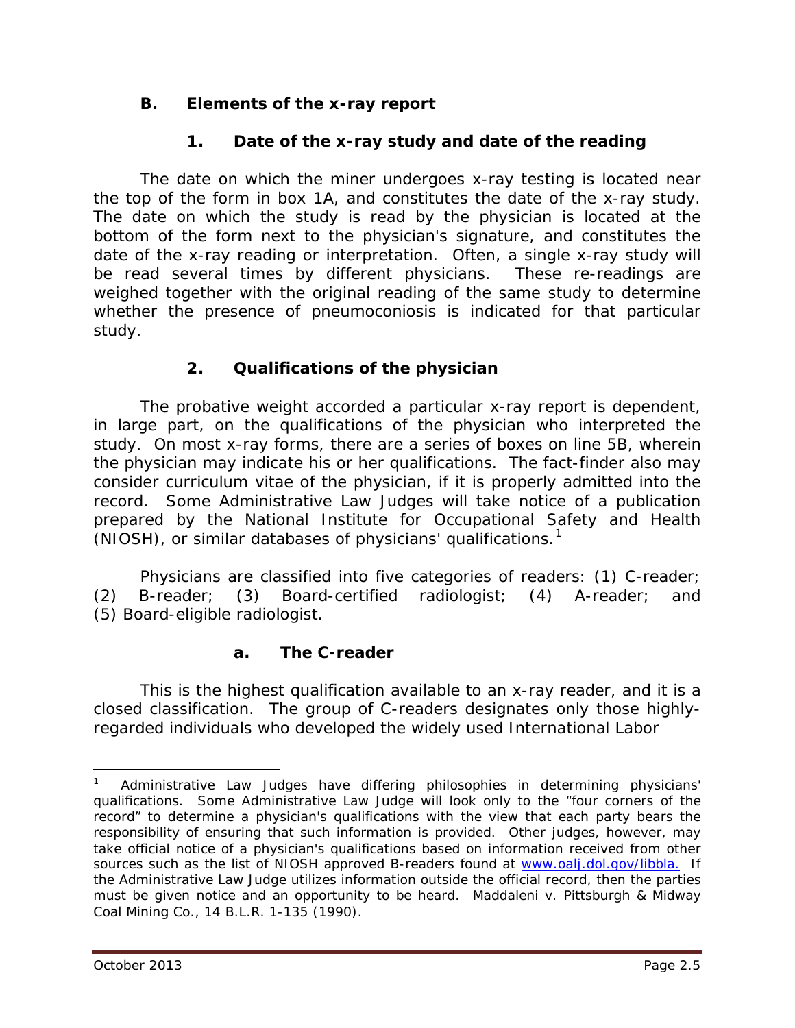## B. Elements of the x-ray report

### 1. Date of the x-ray study and date of the reading

The date on which the miner undergoes x-ray testing is located near the top of the form in box 1A, and constitutes the date of the x-ray study. The date on which the study is read by the physician is located at the bottom of the form next to the physician's signature, and constitutes the date of the x-ray reading or interpretation. Often, a single x-ray study will be read several times by different physicians. These re-readings are weighed together with the original reading of the same study to determine whether the presence of pneumoconiosis is indicated for that particular study.

### 2. Qualifications of the physician

The probative weight accorded a particular x-ray report is dependent, in large part, on the qualifications of the physician who interpreted the study. On most x-ray forms, there are a series of boxes on line 5B, wherein the physician may indicate his or her qualifications. The fact-finder also may consider curriculum vitae of the physician, if it is properly admitted into the record. Some Administrative Law Judges will take notice of a publication prepared by the National Institute for Occupational Safety and Health (NIOSH), or similar databases of physicians' qualifications.[1]

Physicians are classified into five categories of readers: (1) C-reader; (2) B-reader; (3) Board-certified radiologist; (4) A-reader; and (5) Board-eligible radiologist.

#### a. The C-reader

This is the highest qualification available to an x-ray reader, and it is a closed classification. The group of C-readers designates only those highly-regarded individuals who developed the widely used International Labor

---

[1] Administrative Law Judges have differing philosophies in determining physicians' qualifications. Some Administrative Law Judge will look only to the "four corners of the record" to determine a physician's qualifications with the view that each party bears the responsibility of ensuring that such information is provided. Other judges, however, may take official notice of a physician's qualifications based on information received from other sources such as the list of NIOSH approved B-readers found at www.oalj.dol.gov/libbla. If the Administrative Law Judge utilizes information outside the official record, then the parties must be given notice and an opportunity to be heard. *Maddaleni v. Pittsburgh & Midway Coal Mining Co.*, 14 B.L.R. 1-135 (1990).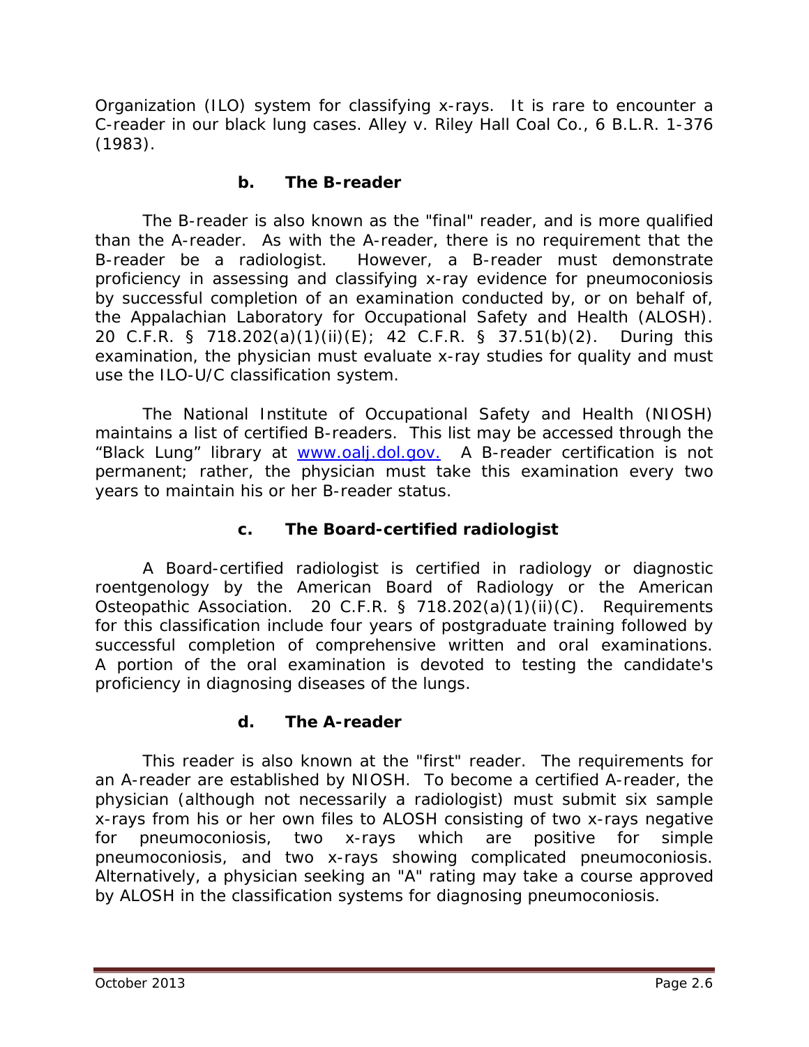Organization (ILO) system for classifying x-rays. It is rare to encounter a C-reader in our black lung cases. *Alley v. Riley Hall Coal Co.*, 6 B.L.R. 1-376 (1983).

#### b. The B-reader

The B-reader is also known as the "final" reader, and is more qualified than the A-reader. As with the A-reader, there is no requirement that the B-reader be a radiologist. However, a B-reader must demonstrate proficiency in assessing and classifying x-ray evidence for pneumoconiosis by successful completion of an examination conducted by, or on behalf of, the Appalachian Laboratory for Occupational Safety and Health (ALOSH). 20 C.F.R. § 718.202(a)(1)(ii)(E); 42 C.F.R. § 37.51(b)(2). During this examination, the physician must evaluate x-ray studies for quality and must use the ILO-U/C classification system.

The National Institute of Occupational Safety and Health (NIOSH) maintains a list of certified B-readers. This list may be accessed through the "Black Lung" library at [www.oalj.dol.gov.](http://www.oalj.dol.gov) A B-reader certification is not permanent; rather, the physician must take this examination every two years to maintain his or her B-reader status.

#### c. The Board-certified radiologist

A Board-certified radiologist is certified in radiology or diagnostic roentgenology by the American Board of Radiology or the American Osteopathic Association. 20 C.F.R. § 718.202(a)(1)(ii)(C). Requirements for this classification include four years of postgraduate training followed by successful completion of comprehensive written and oral examinations. A portion of the oral examination is devoted to testing the candidate's proficiency in diagnosing diseases of the lungs.

#### d. The A-reader

This reader is also known at the "first" reader. The requirements for an A-reader are established by NIOSH. To become a certified A-reader, the physician (although not necessarily a radiologist) must submit six sample x-rays from his or her own files to ALOSH consisting of two x-rays negative for pneumoconiosis, two x-rays which are positive for simple pneumoconiosis, and two x-rays showing complicated pneumoconiosis. Alternatively, a physician seeking an "A" rating may take a course approved by ALOSH in the classification systems for diagnosing pneumoconiosis.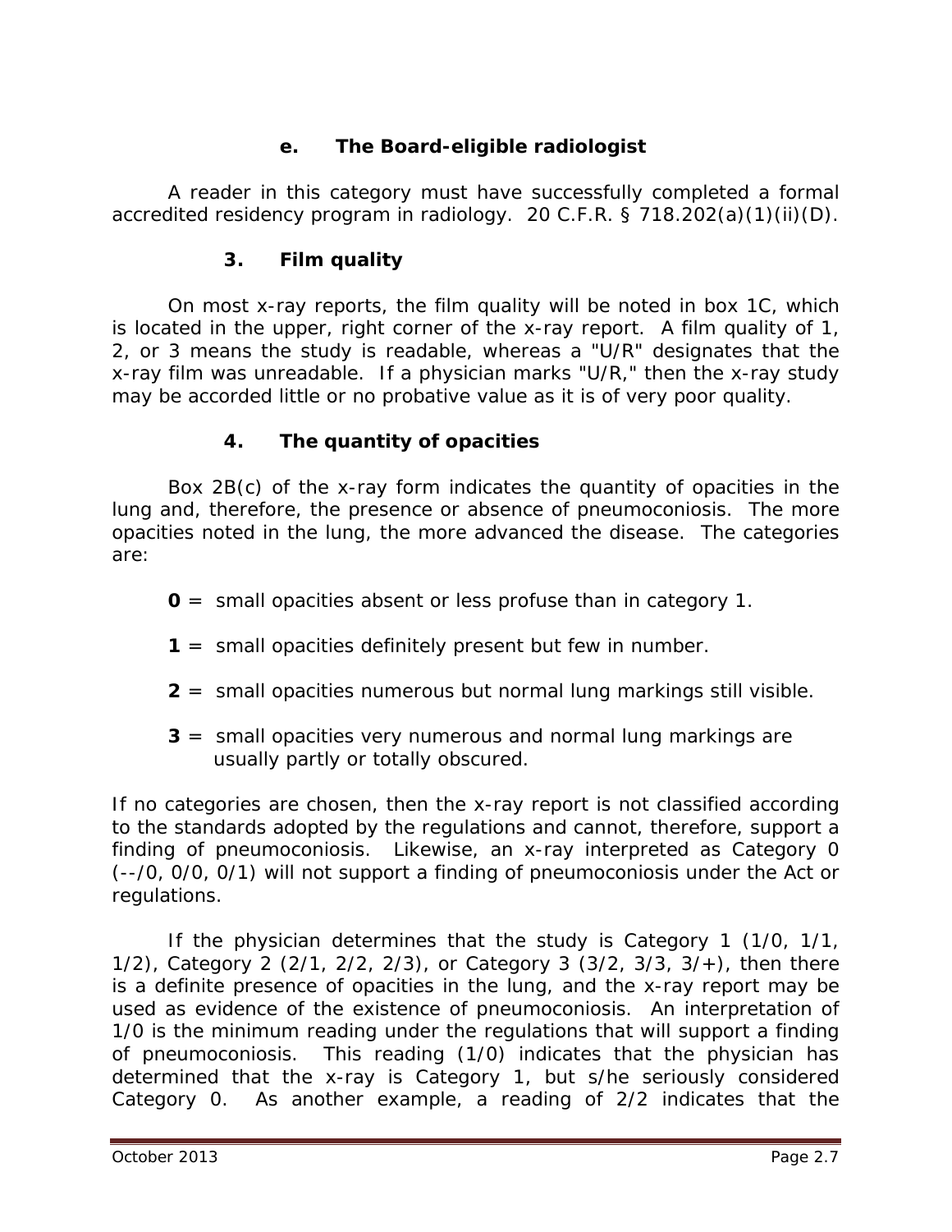#### e. The Board-eligible radiologist

A reader in this category must have successfully completed a formal accredited residency program in radiology. 20 C.F.R. § 718.202(a)(1)(ii)(D).

### 3. Film quality

On most x-ray reports, the film quality will be noted in box 1C, which is located in the upper, right corner of the x-ray report. A film quality of 1, 2, or 3 means the study is readable, whereas a "U/R" designates that the x-ray film was unreadable. If a physician marks "U/R," then the x-ray study may be accorded little or no probative value as it is of very poor quality.

### 4. The quantity of opacities

Box 2B(c) of the x-ray form indicates the quantity of opacities in the lung and, therefore, the presence or absence of pneumoconiosis. The more opacities noted in the lung, the more advanced the disease. The categories are:

**0** = small opacities absent or less profuse than in category 1.

**1** = small opacities definitely present but few in number.

**2** = small opacities numerous but normal lung markings still visible.

**3** = small opacities very numerous and normal lung markings are usually partly or totally obscured.

If no categories are chosen, then the x-ray report is not classified according to the standards adopted by the regulations and cannot, therefore, support a finding of pneumoconiosis. Likewise, an x-ray interpreted as Category 0 (--/0, 0/0, 0/1) will not support a finding of pneumoconiosis under the Act or regulations.

If the physician determines that the study is Category 1 (1/0, 1/1, 1/2), Category 2 (2/1, 2/2, 2/3), or Category 3 (3/2, 3/3, 3/+), then there is a definite presence of opacities in the lung, and the x-ray report may be used as evidence of the existence of pneumoconiosis. An interpretation of 1/0 is the minimum reading under the regulations that will support a finding of pneumoconiosis. This reading (1/0) indicates that the physician has determined that the x-ray is Category 1, but s/he seriously considered Category 0. As another example, a reading of 2/2 indicates that the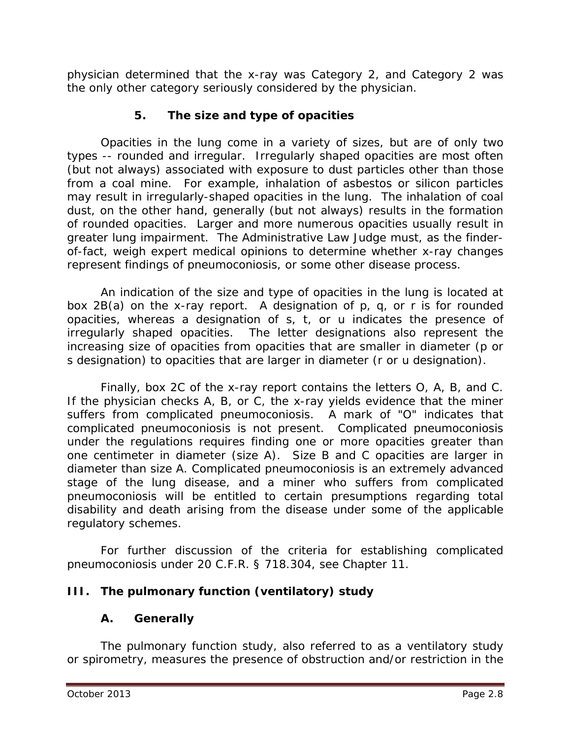physician determined that the x-ray was Category 2, and Category 2 was the only other category seriously considered by the physician.

#### 5. The size and type of opacities

Opacities in the lung come in a variety of sizes, but are of only two types -- rounded and irregular. Irregularly shaped opacities are most often (but not always) associated with exposure to dust particles other than those from a coal mine. For example, inhalation of asbestos or silicon particles may result in irregularly-shaped opacities in the lung. The inhalation of coal dust, on the other hand, generally (but not always) results in the formation of rounded opacities. Larger and more numerous opacities usually result in greater lung impairment. The Administrative Law Judge must, as the finder-of-fact, weigh expert medical opinions to determine whether x-ray changes represent findings of pneumoconiosis, or some other disease process.

An indication of the size and type of opacities in the lung is located at box 2B(a) on the x-ray report. A designation of p, q, or r is for rounded opacities, whereas a designation of s, t, or u indicates the presence of irregularly shaped opacities. The letter designations also represent the increasing size of opacities from opacities that are smaller in diameter (p or s designation) to opacities that are larger in diameter (r or u designation).

Finally, box 2C of the x-ray report contains the letters O, A, B, and C. If the physician checks A, B, or C, the x-ray yields evidence that the miner suffers from complicated pneumoconiosis. A mark of "O" indicates that complicated pneumoconiosis is not present. Complicated pneumoconiosis under the regulations requires finding one or more opacities greater than one centimeter in diameter (size A). Size B and C opacities are larger in diameter than size A. Complicated pneumoconiosis is an extremely advanced stage of the lung disease, and a miner who suffers from complicated pneumoconiosis will be entitled to certain presumptions regarding total disability and death arising from the disease under some of the applicable regulatory schemes.

For further discussion of the criteria for establishing complicated pneumoconiosis under 20 C.F.R. § 718.304, see Chapter 11.

## III. The pulmonary function (ventilatory) study

### A. Generally

The pulmonary function study, also referred to as a ventilatory study or spirometry, measures the presence of obstruction and/or restriction in the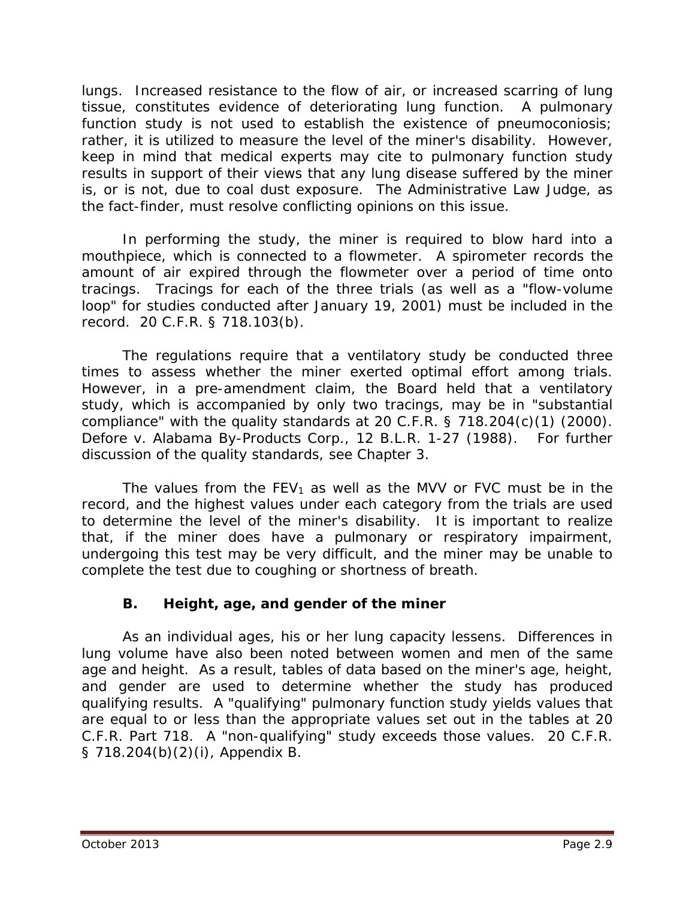lungs. Increased resistance to the flow of air, or increased scarring of lung tissue, constitutes evidence of deteriorating lung function. A pulmonary function study is not used to establish the existence of pneumoconiosis; rather, it is utilized to measure the level of the miner's disability. However, keep in mind that medical experts may cite to pulmonary function study results in support of their views that any lung disease suffered by the miner is, or is not, due to coal dust exposure. The Administrative Law Judge, as the fact-finder, must resolve conflicting opinions on this issue.

In performing the study, the miner is required to blow hard into a mouthpiece, which is connected to a flowmeter. A spirometer records the amount of air expired through the flowmeter over a period of time onto tracings. Tracings for each of the three trials (as well as a "flow-volume loop" for studies conducted after January 19, 2001) must be included in the record. 20 C.F.R. § 718.103(b).

The regulations require that a ventilatory study be conducted three times to assess whether the miner exerted optimal effort among trials. However, in a pre-amendment claim, the Board held that a ventilatory study, which is accompanied by only two tracings, may be in "substantial compliance" with the quality standards at 20 C.F.R. § 718.204(c)(1) (2000). *Defore v. Alabama By-Products Corp.*, 12 B.L.R. 1-27 (1988). For further discussion of the quality standards, see Chapter 3.

The values from the $FEV_1$ as well as the MVV or FVC must be in the record, and the highest values under each category from the trials are used to determine the level of the miner's disability. It is important to realize that, if the miner does have a pulmonary or respiratory impairment, undergoing this test may be very difficult, and the miner may be unable to complete the test due to coughing or shortness of breath.

### B. Height, age, and gender of the miner

As an individual ages, his or her lung capacity lessens. Differences in lung volume have also been noted between women and men of the same age and height. As a result, tables of data based on the miner's age, height, and gender are used to determine whether the study has produced qualifying results. A "qualifying" pulmonary function study yields values that are equal to or less than the appropriate values set out in the tables at 20 C.F.R. Part 718. A "non-qualifying" study exceeds those values. 20 C.F.R. § 718.204(b)(2)(i), Appendix B.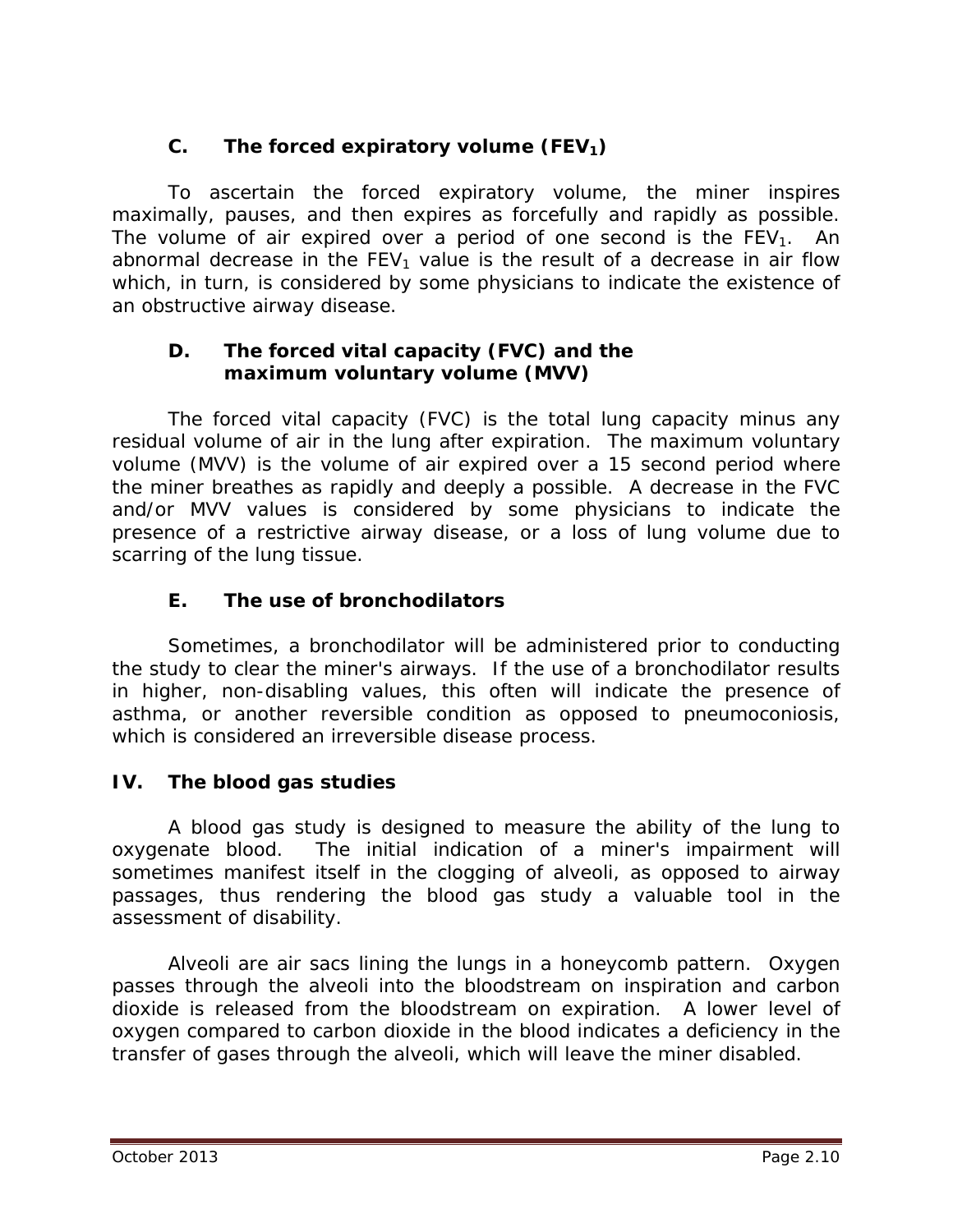### C. The forced expiratory volume ($FEV_1$)

To ascertain the forced expiratory volume, the miner inspires maximally, pauses, and then expires as forcefully and rapidly as possible. The volume of air expired over a period of one second is the $FEV_1$. An abnormal decrease in the $FEV_1$ value is the result of a decrease in air flow which, in turn, is considered by some physicians to indicate the existence of an obstructive airway disease.

### D. The forced vital capacity (FVC) and the maximum voluntary volume (MVV)

The forced vital capacity (FVC) is the total lung capacity minus any residual volume of air in the lung after expiration. The maximum voluntary volume (MVV) is the volume of air expired over a 15 second period where the miner breathes as rapidly and deeply a possible. A decrease in the FVC and/or MVV values is considered by some physicians to indicate the presence of a restrictive airway disease, or a loss of lung volume due to scarring of the lung tissue.

### E. The use of bronchodilators

Sometimes, a bronchodilator will be administered prior to conducting the study to clear the miner's airways. If the use of a bronchodilator results in higher, non-disabling values, this often will indicate the presence of asthma, or another reversible condition as opposed to pneumoconiosis, which is considered an irreversible disease process.

## IV. The blood gas studies

A blood gas study is designed to measure the ability of the lung to oxygenate blood. The initial indication of a miner's impairment will sometimes manifest itself in the clogging of alveoli, as opposed to airway passages, thus rendering the blood gas study a valuable tool in the assessment of disability.

Alveoli are air sacs lining the lungs in a honeycomb pattern. Oxygen passes through the alveoli into the bloodstream on inspiration and carbon dioxide is released from the bloodstream on expiration. A lower level of oxygen compared to carbon dioxide in the blood indicates a deficiency in the transfer of gases through the alveoli, which will leave the miner disabled.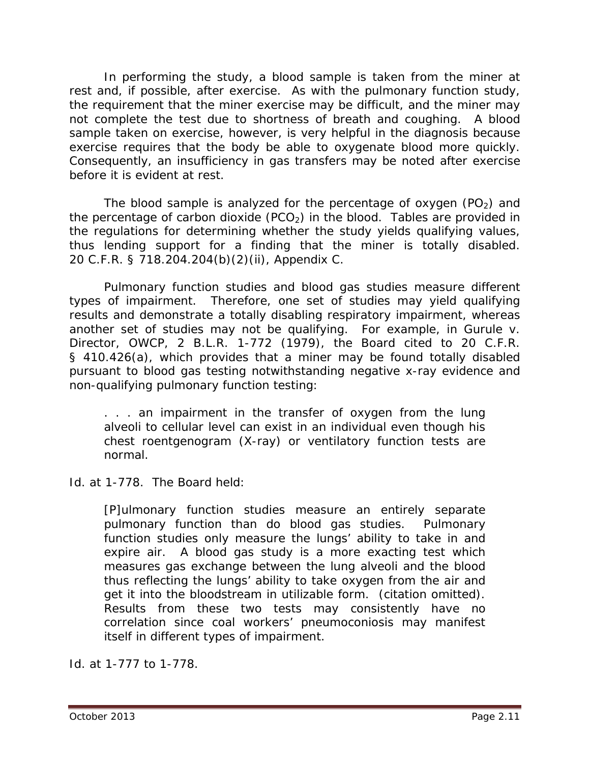In performing the study, a blood sample is taken from the miner at rest and, if possible, after exercise. As with the pulmonary function study, the requirement that the miner exercise may be difficult, and the miner may not complete the test due to shortness of breath and coughing. A blood sample taken on exercise, however, is very helpful in the diagnosis because exercise requires that the body be able to oxygenate blood more quickly. Consequently, an insufficiency in gas transfers may be noted after exercise before it is evident at rest.

The blood sample is analyzed for the percentage of oxygen ($PO_2$) and the percentage of carbon dioxide ($PCO_2$) in the blood. Tables are provided in the regulations for determining whether the study yields qualifying values, thus lending support for a finding that the miner is totally disabled. 20 C.F.R. § 718.204.204(b)(2)(ii), Appendix C.

Pulmonary function studies and blood gas studies measure different types of impairment. Therefore, one set of studies may yield qualifying results and demonstrate a totally disabling respiratory impairment, whereas another set of studies may not be qualifying. For example, in *Gurule v. Director, OWCP*, 2 B.L.R. 1-772 (1979), the Board cited to 20 C.F.R. § 410.426(a), which provides that a miner may be found totally disabled pursuant to blood gas testing notwithstanding negative x-ray evidence and non-qualifying pulmonary function testing:

> . . . an impairment in the transfer of oxygen from the lung alveoli to cellular level can exist in an individual even though his chest roentgenogram (X-ray) or ventilatory function tests are normal.

*Id.* at 1-778. The Board held:

> [P]ulmonary function studies measure an entirely separate pulmonary function than do blood gas studies. Pulmonary function studies only measure the lungs' ability to take in and expire air. A blood gas study is a more exacting test which measures gas exchange between the lung alveoli and the blood thus reflecting the lungs' ability to take oxygen from the air and get it into the bloodstream in utilizable form. (citation omitted). Results from these two tests may consistently have no correlation since coal workers' pneumoconiosis may manifest itself in different types of impairment.

*Id.* at 1-777 to 1-778.